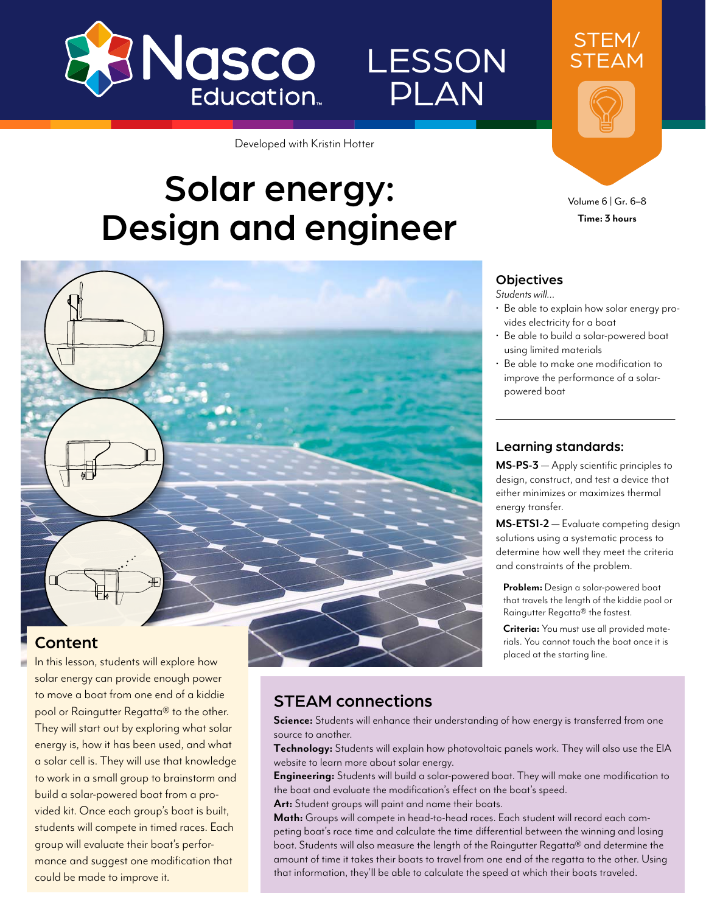Nasco Education

# LESSON PLAN

STEM/STEAM

Developed with Kristin Hotter

# Solar energy: Design and engineer

Volume 6 | Gr. 6–8

**Time: 3 hours**

## Content

In this lesson, students will explore how solar energy can provide enough power to move a boat from one end of a kiddie pool or Raingutter Regatta® to the other. They will start out by exploring what solar energy is, how it has been used, and what a solar cell is. They will use that knowledge to work in a small group to brainstorm and build a solar-powered boat from a provided kit. Once each group's boat is built, students will compete in timed races. Each group will evaluate their boat's performance and suggest one modification that could be made to improve it.

## Objectives

*Students will...*

- Be able to explain how solar energy provides electricity for a boat
- Be able to build a solar-powered boat using limited materials
- Be able to make one modification to improve the performance of a solar-powered boat

## Learning standards:

**MS-PS-3** — Apply scientific principles to design, construct, and test a device that either minimizes or maximizes thermal energy transfer.

**MS-ETS1-2** — Evaluate competing design solutions using a systematic process to determine how well they meet the criteria and constraints of the problem.

**Problem:** Design a solar-powered boat that travels the length of the kiddie pool or Raingutter Regatta® the fastest.

**Criteria:** You must use all provided materials. You cannot touch the boat once it is placed at the starting line.

## STEAM connections

**Science:** Students will enhance their understanding of how energy is transferred from one source to another.

**Technology:** Students will explain how photovoltaic panels work. They will also use the EIA website to learn more about solar energy.

**Engineering:** Students will build a solar-powered boat. They will make one modification to the boat and evaluate the modification's effect on the boat's speed.

**Art:** Student groups will paint and name their boats.

**Math:** Groups will compete in head-to-head races. Each student will record each competing boat's race time and calculate the time differential between the winning and losing boat. Students will also measure the length of the Raingutter Regatta® and determine the amount of time it takes their boats to travel from one end of the regatta to the other. Using that information, they'll be able to calculate the speed at which their boats traveled.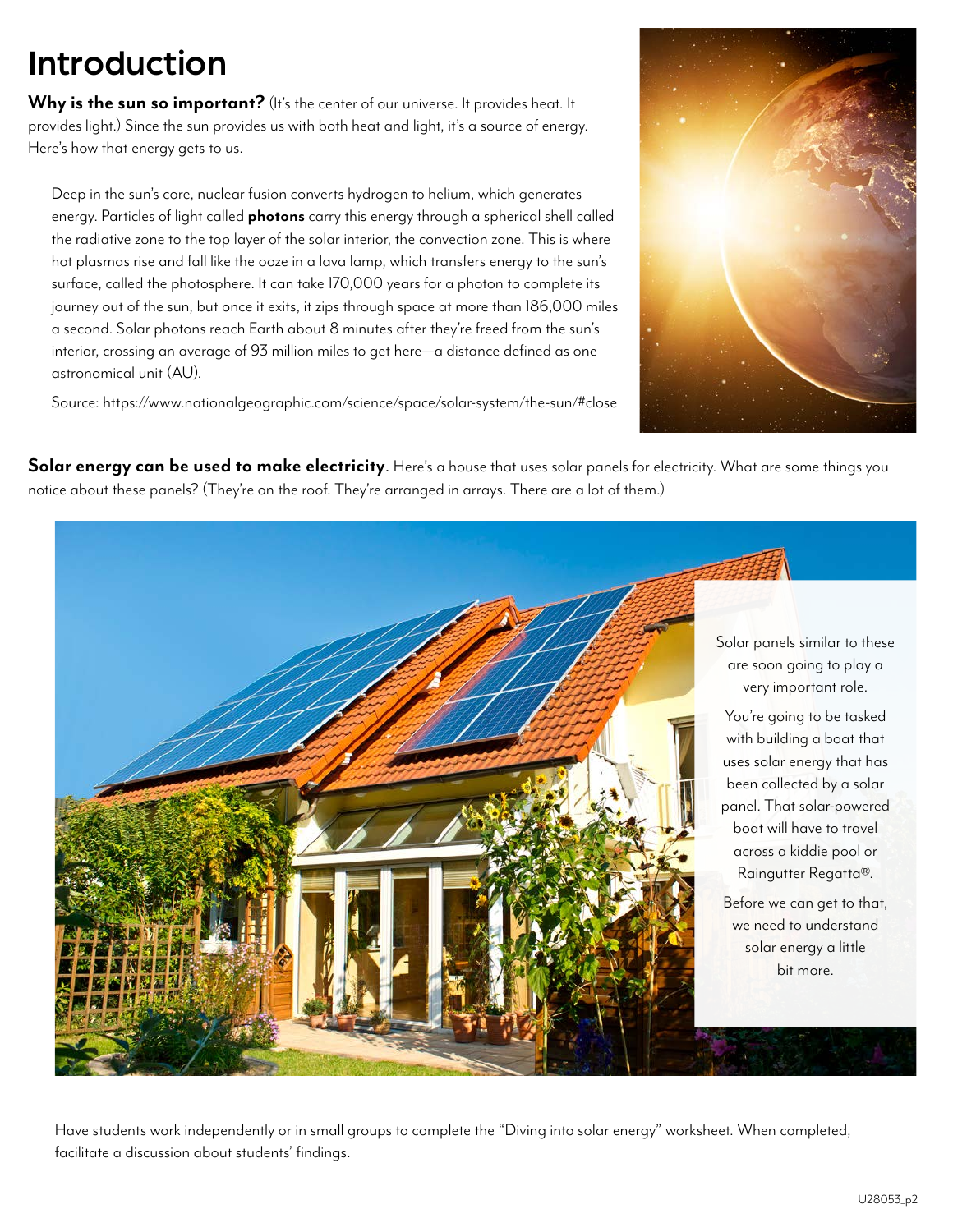# Introduction

**Why is the sun so important?** (It's the center of our universe. It provides heat. It provides light.) Since the sun provides us with both heat and light, it's a source of energy. Here's how that energy gets to us.

> Deep in the sun's core, nuclear fusion converts hydrogen to helium, which generates energy. Particles of light called **photons** carry this energy through a spherical shell called the radiative zone to the top layer of the solar interior, the convection zone. This is where hot plasmas rise and fall like the ooze in a lava lamp, which transfers energy to the sun's surface, called the photosphere. It can take 170,000 years for a photon to complete its journey out of the sun, but once it exits, it zips through space at more than 186,000 miles a second. Solar photons reach Earth about 8 minutes after they're freed from the sun's interior, crossing an average of 93 million miles to get here—a distance defined as one astronomical unit (AU).
>
> Source: https://www.nationalgeographic.com/science/space/solar-system/the-sun/#close

**Solar energy can be used to make electricity**. Here's a house that uses solar panels for electricity. What are some things you notice about these panels? (They're on the roof. They're arranged in arrays. There are a lot of them.)

Solar panels similar to these are soon going to play a very important role.

You're going to be tasked with building a boat that uses solar energy that has been collected by a solar panel. That solar-powered boat will have to travel across a kiddie pool or Raingutter Regatta®.

Before we can get to that, we need to understand solar energy a little bit more.

Have students work independently or in small groups to complete the "Diving into solar energy" worksheet. When completed, facilitate a discussion about students' findings.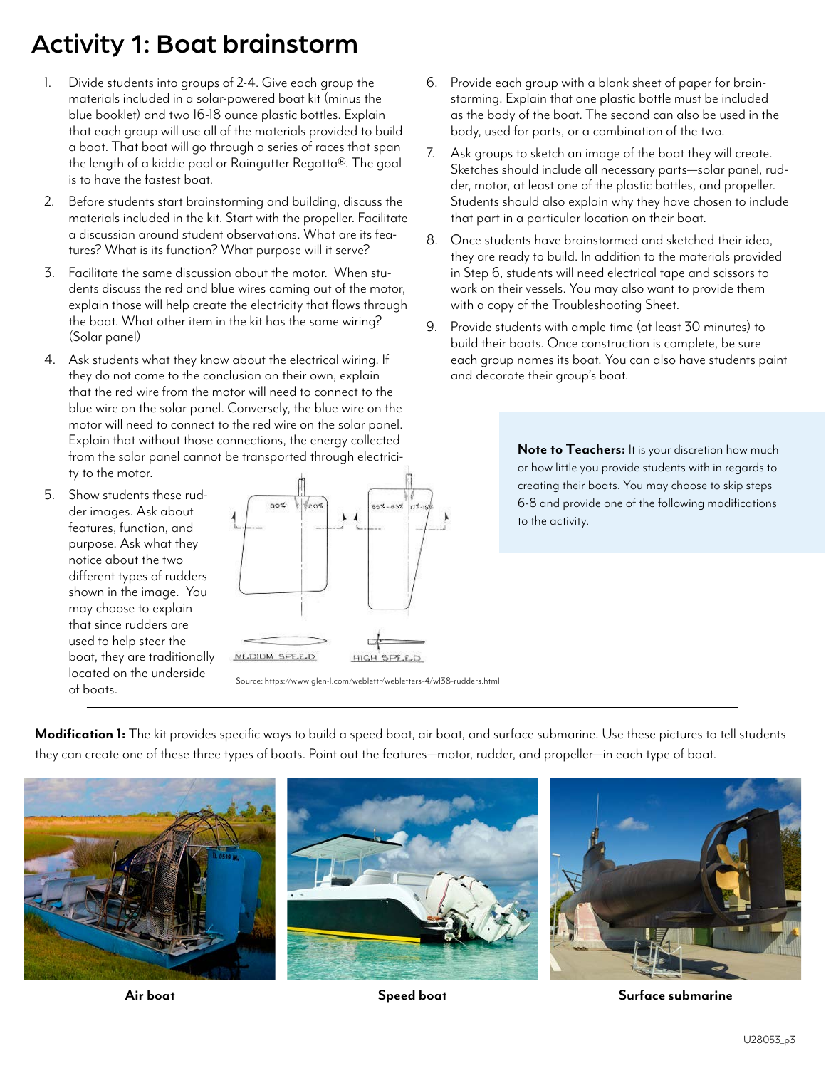# Activity 1: Boat brainstorm

1. Divide students into groups of 2-4. Give each group the materials included in a solar-powered boat kit (minus the blue booklet) and two 16-18 ounce plastic bottles. Explain that each group will use all of the materials provided to build a boat. That boat will go through a series of races that span the length of a kiddie pool or Raingutter Regatta®. The goal is to have the fastest boat.
2. Before students start brainstorming and building, discuss the materials included in the kit. Start with the propeller. Facilitate a discussion around student observations. What are its features? What is its function? What purpose will it serve?
3. Facilitate the same discussion about the motor. When students discuss the red and blue wires coming out of the motor, explain those will help create the electricity that flows through the boat. What other item in the kit has the same wiring? (Solar panel)
4. Ask students what they know about the electrical wiring. If they do not come to the conclusion on their own, explain that the red wire from the motor will need to connect to the blue wire on the solar panel. Conversely, the blue wire on the motor will need to connect to the red wire on the solar panel. Explain that without those connections, the energy collected from the solar panel cannot be transported through electricity to the motor.
5. Show students these rudder images. Ask about features, function, and purpose. Ask what they notice about the two different types of rudders shown in the image. You may choose to explain that since rudders are used to help steer the boat, they are traditionally located on the underside of boats.

MEDIUM SPEED HIGH SPEED

Source: https://www.glen-l.com/weblettr/webletters-4/wl38-rudders.html

6. Provide each group with a blank sheet of paper for brainstorming. Explain that one plastic bottle must be included as the body of the boat. The second can also be used in the body, used for parts, or a combination of the two.
7. Ask groups to sketch an image of the boat they will create. Sketches should include all necessary parts—solar panel, rudder, motor, at least one of the plastic bottles, and propeller. Students should also explain why they have chosen to include that part in a particular location on their boat.
8. Once students have brainstormed and sketched their idea, they are ready to build. In addition to the materials provided in Step 6, students will need electrical tape and scissors to work on their vessels. You may also want to provide them with a copy of the Troubleshooting Sheet.
9. Provide students with ample time (at least 30 minutes) to build their boats. Once construction is complete, be sure each group names its boat. You can also have students paint and decorate their group's boat.

**Note to Teachers:** It is your discretion how much or how little you provide students with in regards to creating their boats. You may choose to skip steps 6-8 and provide one of the following modifications to the activity.

**Modification 1:** The kit provides specific ways to build a speed boat, air boat, and surface submarine. Use these pictures to tell students they can create one of these three types of boats. Point out the features—motor, rudder, and propeller—in each type of boat.

Air boat

Speed boat

Surface submarine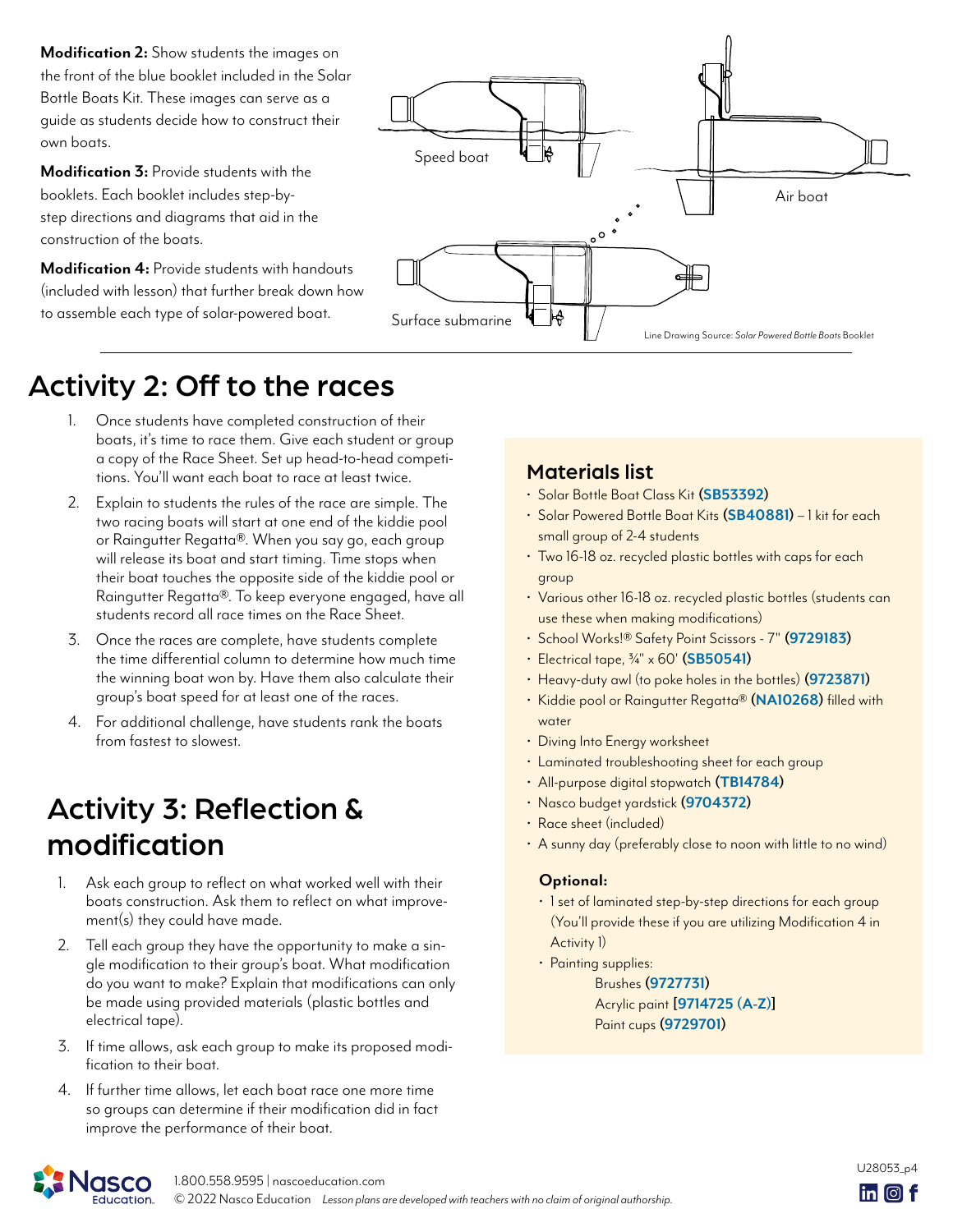**Modification 2:** Show students the images on the front of the blue booklet included in the Solar Bottle Boats Kit. These images can serve as a guide as students decide how to construct their own boats.

**Modification 3:** Provide students with the booklets. Each booklet includes step-by-step directions and diagrams that aid in the construction of the boats.

**Modification 4:** Provide students with handouts (included with lesson) that further break down how to assemble each type of solar-powered boat.

Speed boat

Air boat

Surface submarine

Line Drawing Source: *Solar Powered Bottle Boats* Booklet

## Activity 2: Off to the races

1. Once students have completed construction of their boats, it's time to race them. Give each student or group a copy of the Race Sheet. Set up head-to-head competitions. You'll want each boat to race at least twice.
2. Explain to students the rules of the race are simple. The two racing boats will start at one end of the kiddie pool or Raingutter Regatta®. When you say go, each group will release its boat and start timing. Time stops when their boat touches the opposite side of the kiddie pool or Raingutter Regatta®. To keep everyone engaged, have all students record all race times on the Race Sheet.
3. Once the races are complete, have students complete the time differential column to determine how much time the winning boat won by. Have them also calculate their group's boat speed for at least one of the races.
4. For additional challenge, have students rank the boats from fastest to slowest.

## Activity 3: Reflection & modification

1. Ask each group to reflect on what worked well with their boats construction. Ask them to reflect on what improvement(s) they could have made.
2. Tell each group they have the opportunity to make a single modification to their group's boat. What modification do you want to make? Explain that modifications can only be made using provided materials (plastic bottles and electrical tape).
3. If time allows, ask each group to make its proposed modification to their boat.
4. If further time allows, let each boat race one more time so groups can determine if their modification did in fact improve the performance of their boat.

### Materials list

- Solar Bottle Boat Class Kit (**SB53392**)
- Solar Powered Bottle Boat Kits (**SB40881**) – 1 kit for each small group of 2-4 students
- Two 16-18 oz. recycled plastic bottles with caps for each group
- Various other 16-18 oz. recycled plastic bottles (students can use these when making modifications)
- School Works!® Safety Point Scissors - 7" (**9729183**)
- Electrical tape, ¾" x 60' (**SB50541**)
- Heavy-duty awl (to poke holes in the bottles) (**9723871**)
- Kiddie pool or Raingutter Regatta® (**NA10268**) filled with water
- Diving Into Energy worksheet
- Laminated troubleshooting sheet for each group
- All-purpose digital stopwatch (**TB14784**)
- Nasco budget yardstick (**9704372**)
- Race sheet (included)
- A sunny day (preferably close to noon with little to no wind)

**Optional:**

- 1 set of laminated step-by-step directions for each group (You'll provide these if you are utilizing Modification 4 in Activity 1)
- Painting supplies:
  - Brushes (**9727731**)
  - Acrylic paint [**9714725 (A-Z)**]
  - Paint cups (**9729701**)

1.800.558.9595 | nascoeducation.com
© 2022 Nasco Education *Lesson plans are developed with teachers with no claim of original authorship.*

U28053_p4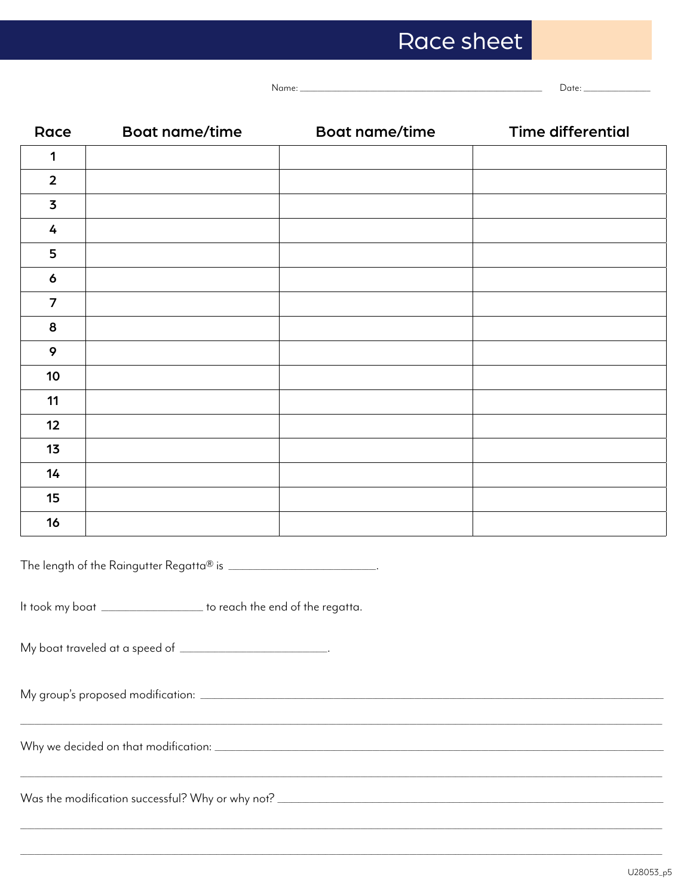# Race sheet

Name: ______________________________ Date: ______________

| Race | Boat name/time | Boat name/time | Time differential |
|---|---|---|---|
| 1 | | | |
| 2 | | | |
| 3 | | | |
| 4 | | | |
| 5 | | | |
| 6 | | | |
| 7 | | | |
| 8 | | | |
| 9 | | | |
| 10 | | | |
| 11 | | | |
| 12 | | | |
| 13 | | | |
| 14 | | | |
| 15 | | | |
| 16 | | | |

The length of the Raingutter Regatta® is ______________________.

It took my boat _______________ to reach the end of the regatta.

My boat traveled at a speed of ______________________.

My group's proposed modification: ______________________________________________________________

______________________________________________________________

Why we decided on that modification: ______________________________________________________________

______________________________________________________________

Was the modification successful? Why or why not? ______________________________________________________________

______________________________________________________________

______________________________________________________________

U28053_p5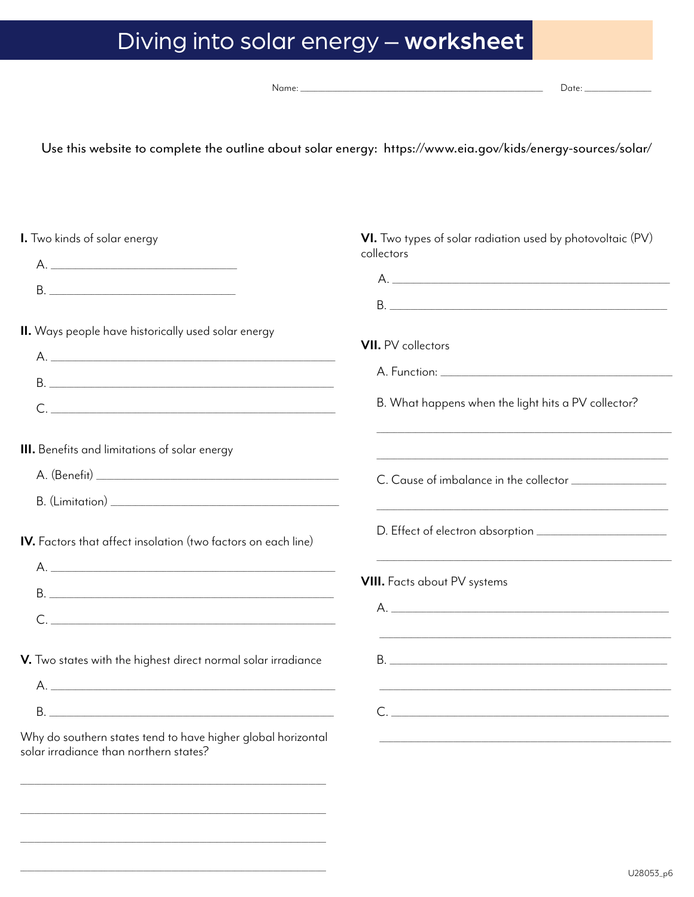# Diving into solar energy – **worksheet**

Name: ______________________________ Date: ____________

Use this website to complete the outline about solar energy: https://www.eia.gov/kids/energy-sources/solar/

**I.** Two kinds of solar energy

A. ______________________________

B. ______________________________

**II.** Ways people have historically used solar energy

A. ______________________________

B. ______________________________

C. ______________________________

**III.** Benefits and limitations of solar energy

A. (Benefit) ______________________________

B. (Limitation) ______________________________

**IV.** Factors that affect insolation (two factors on each line)

A. ______________________________

B. ______________________________

C. ______________________________

**V.** Two states with the highest direct normal solar irradiance

A. ______________________________

B. ______________________________

Why do southern states tend to have higher global horizontal solar irradiance than northern states?

______________________________

______________________________

______________________________

______________________________

**VI.** Two types of solar radiation used by photovoltaic (PV) collectors

A. ______________________________

B. ______________________________

**VII.** PV collectors

A. Function: ______________________________

B. What happens when the light hits a PV collector?

______________________________

______________________________

C. Cause of imbalance in the collector ______________________________

______________________________

D. Effect of electron absorption ______________________________

______________________________

**VIII.** Facts about PV systems

A. ______________________________

______________________________

B. ______________________________

______________________________

C. ______________________________

______________________________

U28053_p6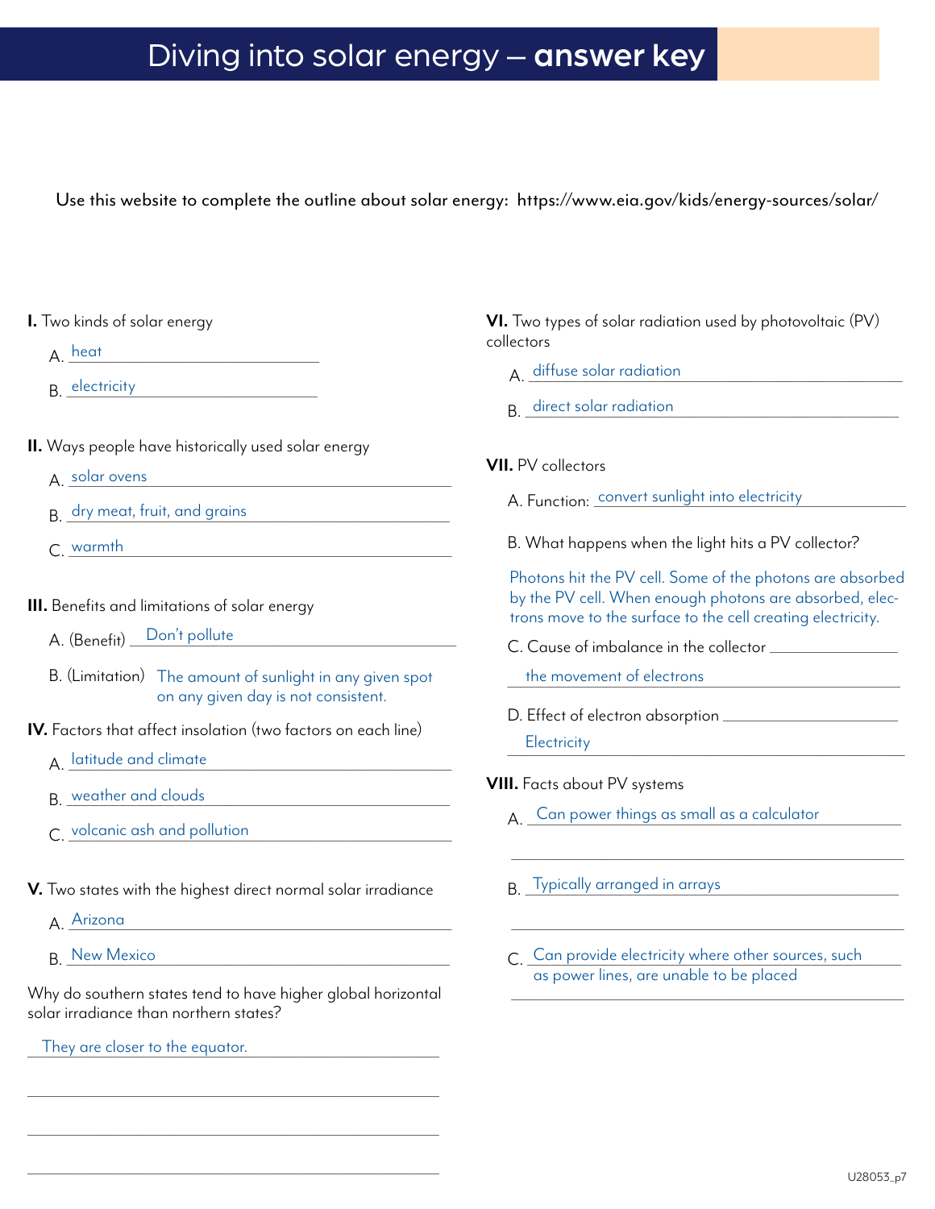# Diving into solar energy – **answer key**

Use this website to complete the outline about solar energy: https://www.eia.gov/kids/energy-sources/solar/

**I.** Two kinds of solar energy

A. heat

B. electricity

**II.** Ways people have historically used solar energy

A. solar ovens

B. dry meat, fruit, and grains

C. warmth

**III.** Benefits and limitations of solar energy

A. (Benefit) Don't pollute

B. (Limitation) The amount of sunlight in any given spot on any given day is not consistent.

**IV.** Factors that affect insolation (two factors on each line)

A. latitude and climate

B. weather and clouds

C. volcanic ash and pollution

**V.** Two states with the highest direct normal solar irradiance

A. Arizona

B. New Mexico

Why do southern states tend to have higher global horizontal solar irradiance than northern states?

They are closer to the equator.

**VI.** Two types of solar radiation used by photovoltaic (PV) collectors

A. diffuse solar radiation

B. direct solar radiation

**VII.** PV collectors

A. Function: convert sunlight into electricity

B. What happens when the light hits a PV collector?

Photons hit the PV cell. Some of the photons are absorbed by the PV cell. When enough photons are absorbed, electrons move to the surface to the cell creating electricity.

C. Cause of imbalance in the collector

the movement of electrons

D. Effect of electron absorption

Electricity

**VIII.** Facts about PV systems

A. Can power things as small as a calculator

B. Typically arranged in arrays

C. Can provide electricity where other sources, such as power lines, are unable to be placed